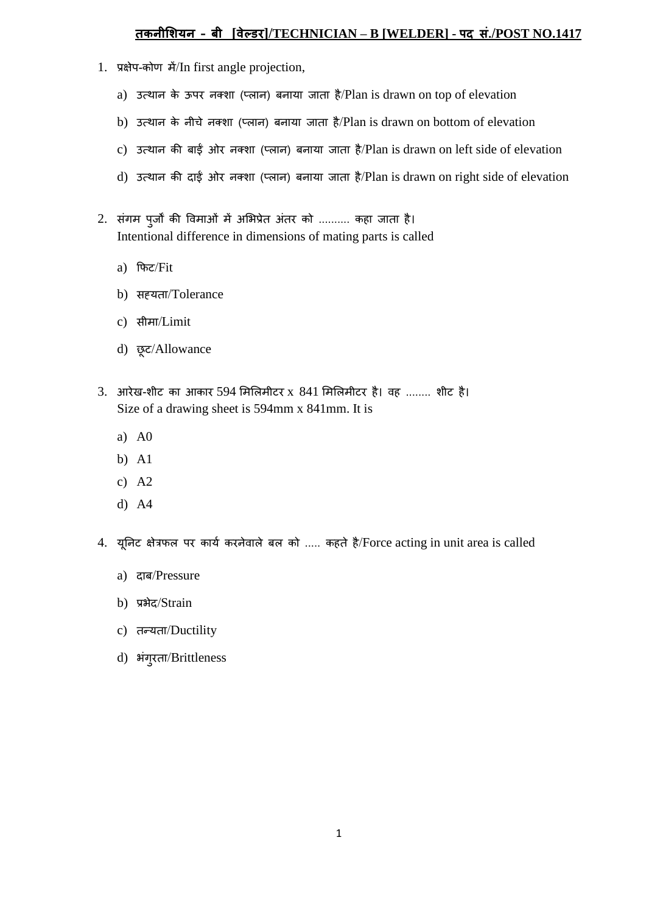## तकनीशियन - बी [वेल्डर]/TECHNICIAN – B [WELDER] - पद सं./POST NO.1417

1. प्रक्षेप-कोण में/In first angle projection,

   a) उत्थान के ऊपर नक्शा (प्लान) बनाया जाता है/Plan is drawn on top of elevation

   b) उत्थान के नीचे नक्शा (प्लान) बनाया जाता है/Plan is drawn on bottom of elevation

   c) उत्थान की बाईं ओर नक्शा (प्लान) बनाया जाता है/Plan is drawn on left side of elevation

   d) उत्थान की दाईं ओर नक्शा (प्लान) बनाया जाता है/Plan is drawn on right side of elevation

2. संगम पुर्जों की विमाओं में अभिप्रेत अंतर को .......... कहा जाता है।
   Intentional difference in dimensions of mating parts is called

   a) फिट/Fit

   b) सह्यता/Tolerance

   c) सीमा/Limit

   d) छूट/Allowance

3. आरेख-शीट का आकार 594 मिलिमीटर x 841 मिलिमीटर है। वह ........ शीट है।
   Size of a drawing sheet is 594mm x 841mm. It is

   a) A0

   b) A1

   c) A2

   d) A4

4. यूनिट क्षेत्रफल पर कार्य करनेवाले बल को ..... कहते है/Force acting in unit area is called

   a) दाब/Pressure

   b) प्रभेद/Strain

   c) तन्यता/Ductility

   d) भंगुरता/Brittleness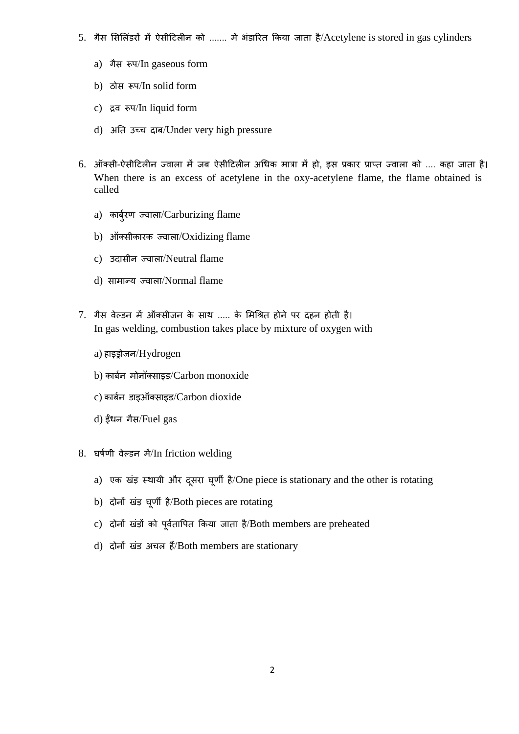5. गैस सिलिंडरों में ऐसीटिलीन को ....... में भंडारित किया जाता है/Acetylene is stored in gas cylinders

   a) गैस रूप/In gaseous form

   b) ठोस रूप/In solid form

   c) द्रव रूप/In liquid form

   d) अति उच्च दाब/Under very high pressure

6. ऑक्सी-ऐसीटिलीन ज्वाला में जब ऐसीटिलीन अधिक मात्रा में हो, इस प्रकार प्राप्त ज्वाला को .... कहा जाता है। When there is an excess of acetylene in the oxy-acetylene flame, the flame obtained is called

   a) कार्बुरण ज्वाला/Carburizing flame

   b) ऑक्सीकारक ज्वाला/Oxidizing flame

   c) उदासीन ज्वाला/Neutral flame

   d) सामान्य ज्वाला/Normal flame

7. गैस वेल्डन में ऑक्सीजन के साथ ..... के मिश्रित होने पर दहन होती है।
   In gas welding, combustion takes place by mixture of oxygen with

   a) हाइड्रोजन/Hydrogen

   b) कार्बन मोनॉक्साइड/Carbon monoxide

   c) कार्बन डाइऑक्साइड/Carbon dioxide

   d) ईंधन गैस/Fuel gas

8. घर्षणी वेल्डन में/In friction welding

   a) एक खंड़ स्थायी और दूसरा घूर्णी है/One piece is stationary and the other is rotating

   b) दोनों खंड़ घूर्णी है/Both pieces are rotating

   c) दोनों खंड़ों को पूर्वतापित किया जाता है/Both members are preheated

   d) दोनों खंड अचल हैं/Both members are stationary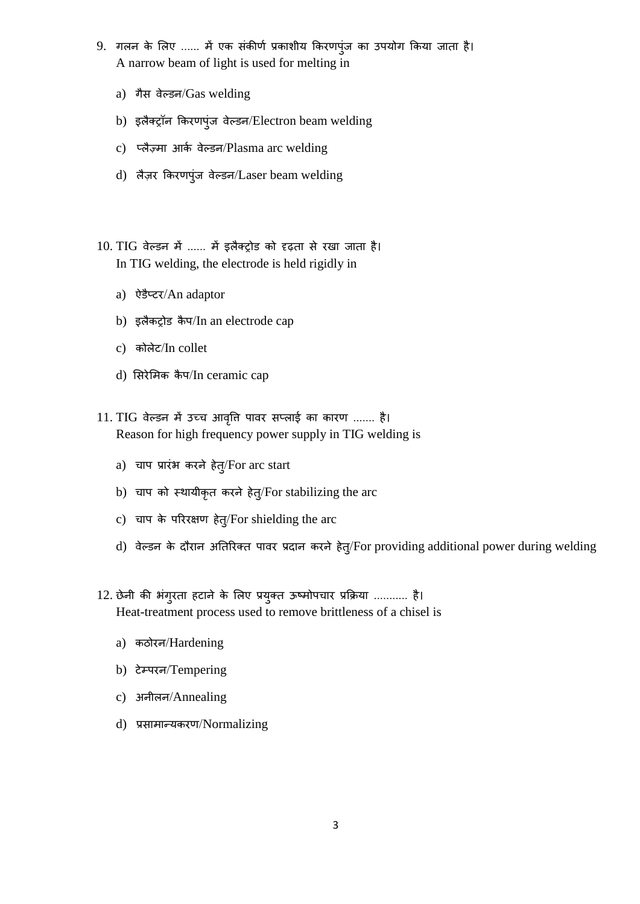9. गलन के लिए ...... में एक संकीर्ण प्रकाशीय किरणपुंज का उपयोग किया जाता है।
   A narrow beam of light is used for melting in

   a) गैस वेल्डन/Gas welding
   b) इलैक्ट्रॉन किरणपुंज वेल्डन/Electron beam welding
   c) प्लैज़्मा आर्क वेल्डन/Plasma arc welding
   d) लैज़र किरणपुंज वेल्डन/Laser beam welding

10. TIG वेल्डन में ...... में इलैक्ट्रोड को दृढ़ता से रखा जाता है।
    In TIG welding, the electrode is held rigidly in

    a) ऐडैप्टर/An adaptor
    b) इलैकट्रोड कैप/In an electrode cap
    c) कोलेट/In collet
    d) सिरेमिक कैप/In ceramic cap

11. TIG वेल्डन में उच्च आवृत्ति पावर सप्लाई का कारण ....... है।
    Reason for high frequency power supply in TIG welding is

    a) चाप प्रारंभ करने हेतु/For arc start
    b) चाप को स्थायीकृत करने हेतु/For stabilizing the arc
    c) चाप के परिरक्षण हेतु/For shielding the arc
    d) वेल्डन के दौरान अतिरिक्त पावर प्रदान करने हेतु/For providing additional power during welding

12. छेनी की भंगुरता हटाने के लिए प्रयुक्त ऊष्मोपचार प्रक्रिया ........... है।
    Heat-treatment process used to remove brittleness of a chisel is

    a) कठोरन/Hardening
    b) टेम्परन/Tempering
    c) अनीलन/Annealing
    d) प्रसामान्यकरण/Normalizing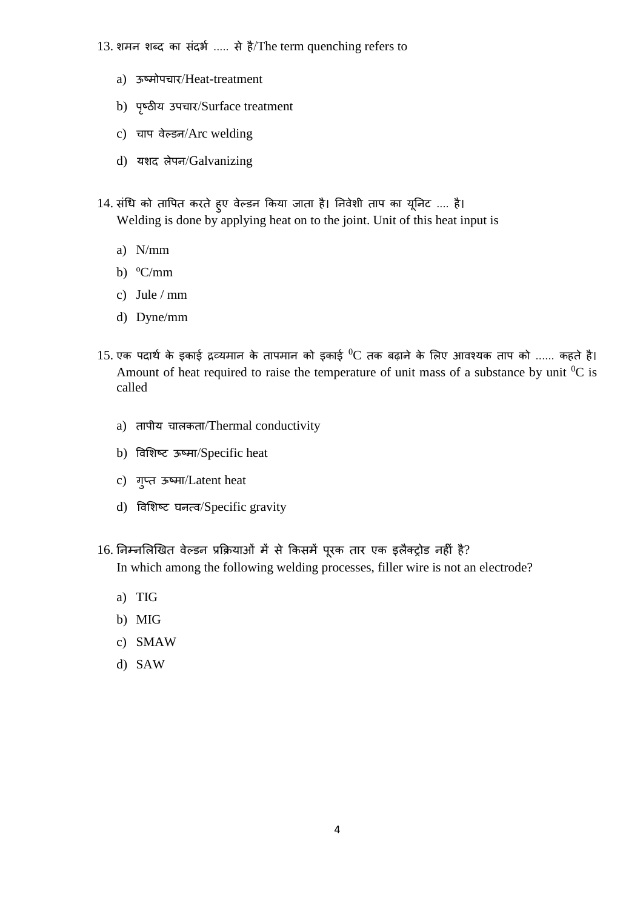13. शमन शब्द का संदर्भ ..... से है/The term quenching refers to

   a) ऊष्मोपचार/Heat-treatment
   b) पृष्ठीय उपचार/Surface treatment
   c) चाप वेल्डन/Arc welding
   d) यशद लेपन/Galvanizing

14. संधि को तापित करते हुए वेल्डन किया जाता है। निवेशी ताप का यूनिट .... है।
   Welding is done by applying heat on to the joint. Unit of this heat input is

   a) N/mm
   b) $^{o}$C/mm
   c) Jule / mm
   d) Dyne/mm

15. एक पदार्थ के इकाई द्रव्यमान के तापमान को इकाई $^{0}$C तक बढ़ाने के लिए आवश्यक ताप को ...... कहते है।
   Amount of heat required to raise the temperature of unit mass of a substance by unit $^{0}$C is called

   a) तापीय चालकता/Thermal conductivity
   b) विशिष्ट ऊष्मा/Specific heat
   c) गुप्त ऊष्मा/Latent heat
   d) विशिष्ट घनत्व/Specific gravity

16. निम्नलिखित वेल्डन प्रक्रियाओं में से किसमें पूरक तार एक इलैक्ट्रोड नहीं है?
   In which among the following welding processes, filler wire is not an electrode?

   a) TIG
   b) MIG
   c) SMAW
   d) SAW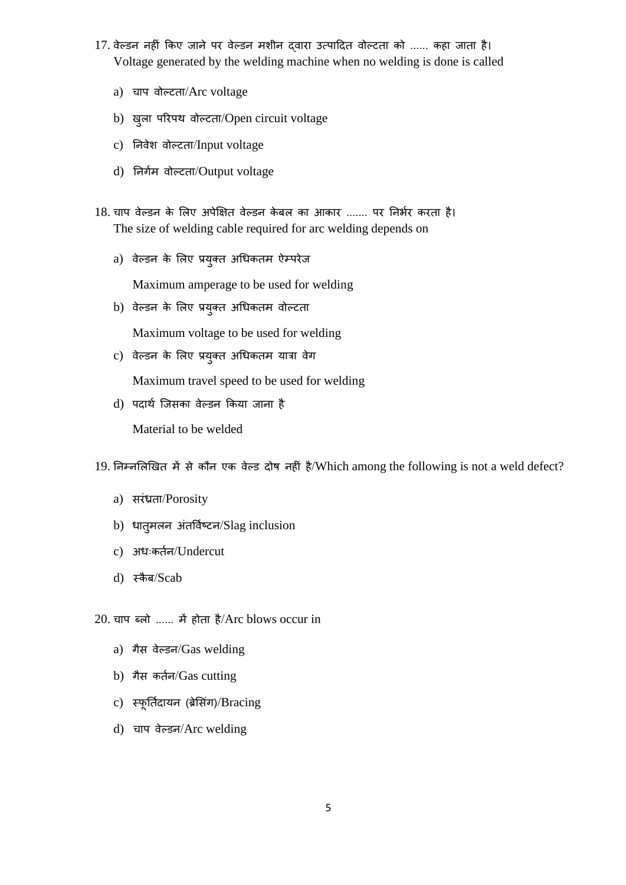17. वेल्डन नहीं किए जाने पर वेल्डन मशीन द्वारा उत्पादित वोल्टता को ...... कहा जाता है।
    Voltage generated by the welding machine when no welding is done is called

    a) चाप वोल्टता/Arc voltage

    b) खुला परिपथ वोल्टता/Open circuit voltage

    c) निवेश वोल्टता/Input voltage

    d) निर्गम वोल्टता/Output voltage

18. चाप वेल्डन के लिए अपेक्षित वेल्डन केबल का आकार ....... पर निर्भर करता है।
    The size of welding cable required for arc welding depends on

    a) वेल्डन के लिए प्रयुक्त अधिकतम ऐम्पेरेज

       Maximum amperage to be used for welding

    b) वेल्डन के लिए प्रयुक्त अधिकतम वोल्टता

       Maximum voltage to be used for welding

    c) वेल्डन के लिए प्रयुक्त अधिकतम यात्रा वेग

       Maximum travel speed to be used for welding

    d) पदार्थ जिसका वेल्डन किया जाना है

       Material to be welded

19. निम्नलिखित में से कौन एक वेल्ड दोष नहीं है/Which among the following is not a weld defect?

    a) सरंध्रता/Porosity

    b) धातुमलन अंतर्विष्टन/Slag inclusion

    c) अधःकर्तन/Undercut

    d) स्कैब/Scab

20. चाप ब्लो ...... में होता है/Arc blows occur in

    a) गैस वेल्डन/Gas welding

    b) गैस कर्तन/Gas cutting

    c) स्फूर्तिदायन (ब्रेसिंग)/Bracing

    d) चाप वेल्डन/Arc welding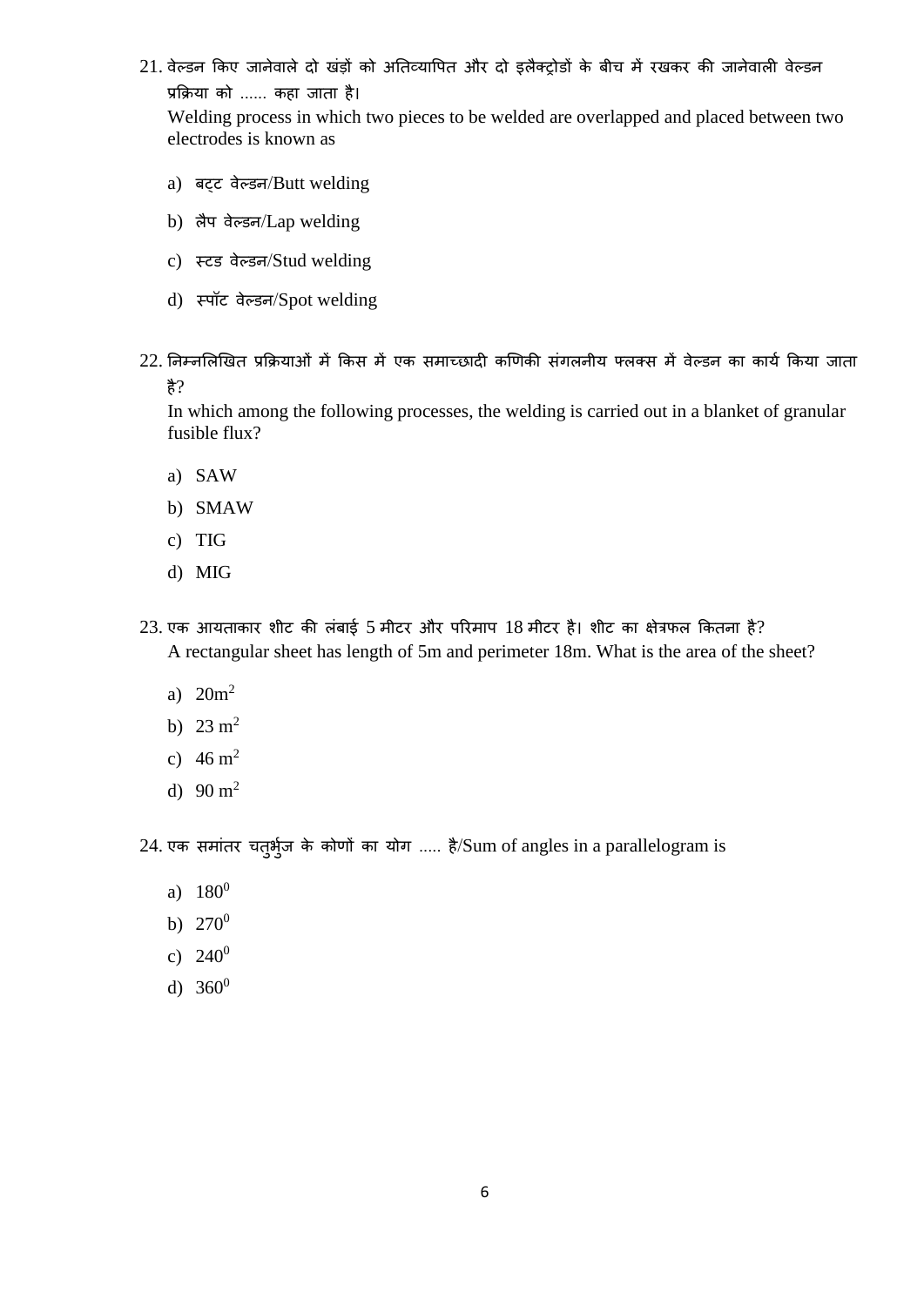21. वेल्डन किए जानेवाले दो खंड़ों को अतिव्यापित और दो इलैक्ट्रोडों के बीच में रखकर की जानेवाली वेल्डन प्रक्रिया को ...... कहा जाता है।
    Welding process in which two pieces to be welded are overlapped and placed between two electrodes is known as

    a) बट्ट वेल्डन/Butt welding
    b) लैप वेल्डन/Lap welding
    c) स्टड वेल्डन/Stud welding
    d) स्पॉट वेल्डन/Spot welding

22. निम्नलिखित प्रक्रियाओं में किस में एक समाच्छादी कणिकी संगलनीय फ्लक्स में वेल्डन का कार्य किया जाता है?
    In which among the following processes, the welding is carried out in a blanket of granular fusible flux?

    a) SAW
    b) SMAW
    c) TIG
    d) MIG

23. एक आयताकार शीट की लंबाई 5 मीटर और परिमाप 18 मीटर है। शीट का क्षेत्रफल कितना है?
    A rectangular sheet has length of 5m and perimeter 18m. What is the area of the sheet?

    a) $20m^2$
    b) $23\ m^2$
    c) $46\ m^2$
    d) $90\ m^2$

24. एक समांतर चतुर्भुज के कोणों का योग ..... है/Sum of angles in a parallelogram is

    a) $180^0$
    b) $270^0$
    c) $240^0$
    d) $360^0$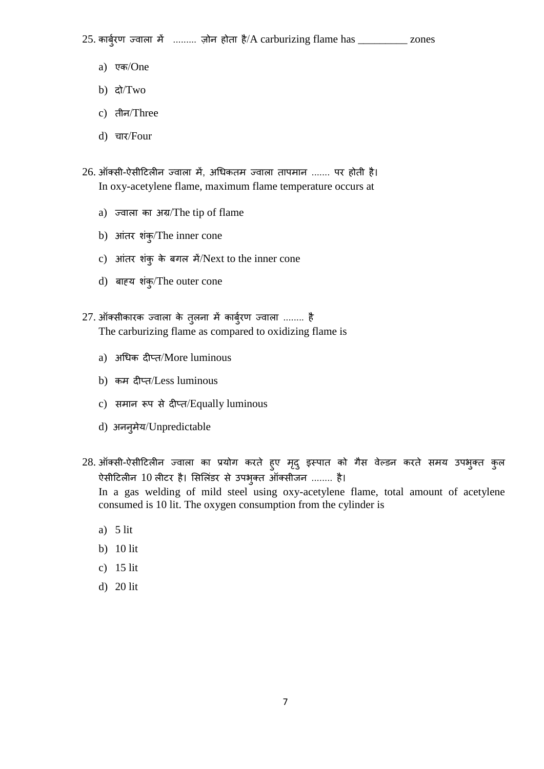25. कार्बुरण ज्वाला में ......... ज़ोन होता है/A carburizing flame has _________ zones

    a) एक/One

    b) दो/Two

    c) तीन/Three

    d) चार/Four

26. ऑक्सी-ऐसीटिलीन ज्वाला में, अधिकतम ज्वाला तापमान ....... पर होती है।
    In oxy-acetylene flame, maximum flame temperature occurs at

    a) ज्वाला का अग्र/The tip of flame

    b) आंतर शंकु/The inner cone

    c) आंतर शंकु के बगल में/Next to the inner cone

    d) बाह्य शंकु/The outer cone

27. ऑक्सीकारक ज्वाला के तुलना में कार्बुरण ज्वाला ........ है
    The carburizing flame as compared to oxidizing flame is

    a) अधिक दीप्त/More luminous

    b) कम दीप्त/Less luminous

    c) समान रूप से दीप्त/Equally luminous

    d) अननुमेय/Unpredictable

28. ऑक्सी-ऐसीटिलीन ज्वाला का प्रयोग करते हुए मृदु इस्पात को गैस वेल्डन करते समय उपभुक्त कुल ऐसीटिलीन 10 लीटर है। सिलिंडर से उपभुक्त ऑक्सीजन ........ है।
    In a gas welding of mild steel using oxy-acetylene flame, total amount of acetylene consumed is 10 lit. The oxygen consumption from the cylinder is

    a) 5 lit

    b) 10 lit

    c) 15 lit

    d) 20 lit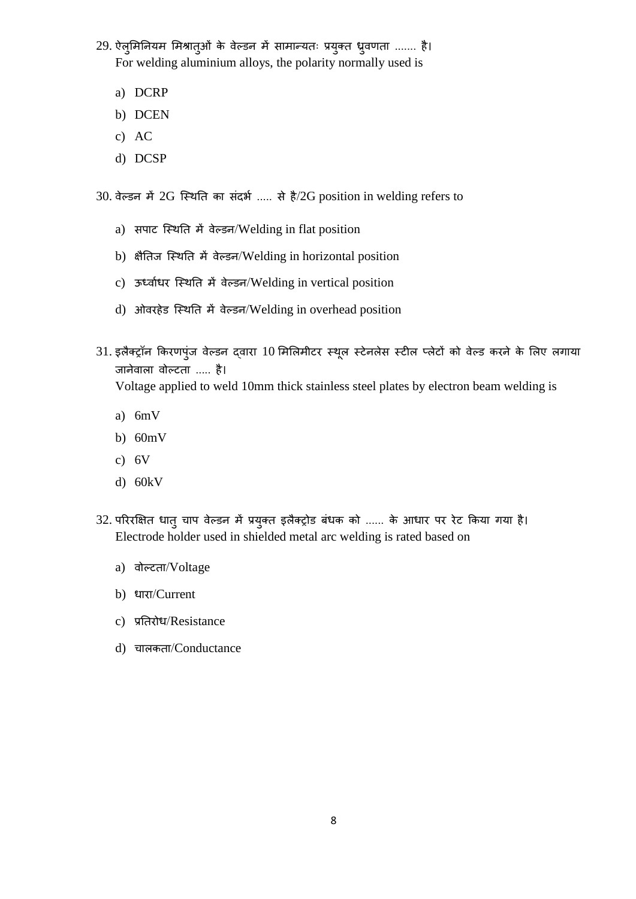29. ऐलुमिनियम मिश्रातुओं के वेल्डन में सामान्यतः प्रयुक्त ध्रुवणता ....... है।
    For welding aluminium alloys, the polarity normally used is

    a) DCRP
    b) DCEN
    c) AC
    d) DCSP

30. वेल्डन में 2G स्थिति का संदर्भ ..... से है/2G position in welding refers to

    a) सपाट स्थिति में वेल्डन/Welding in flat position
    b) क्षैतिज स्थिति में वेल्डन/Welding in horizontal position
    c) ऊर्ध्वाधर स्थिति में वेल्डन/Welding in vertical position
    d) ओवरहेड स्थिति में वेल्डन/Welding in overhead position

31. इलैक्ट्रॉन किरणपुंज वेल्डन द्वारा 10 मिलिमीटर स्थूल स्टेनलेस स्टील प्लेटों को वेल्ड करने के लिए लगाया जानेवाला वोल्टता ..... है।
    Voltage applied to weld 10mm thick stainless steel plates by electron beam welding is

    a) 6mV
    b) 60mV
    c) 6V
    d) 60kV

32. परिरक्षित धातु चाप वेल्डन में प्रयुक्त इलैक्ट्रोड बंधक को ...... के आधार पर रेट किया गया है।
    Electrode holder used in shielded metal arc welding is rated based on

    a) वोल्टता/Voltage
    b) धारा/Current
    c) प्रतिरोध/Resistance
    d) चालकता/Conductance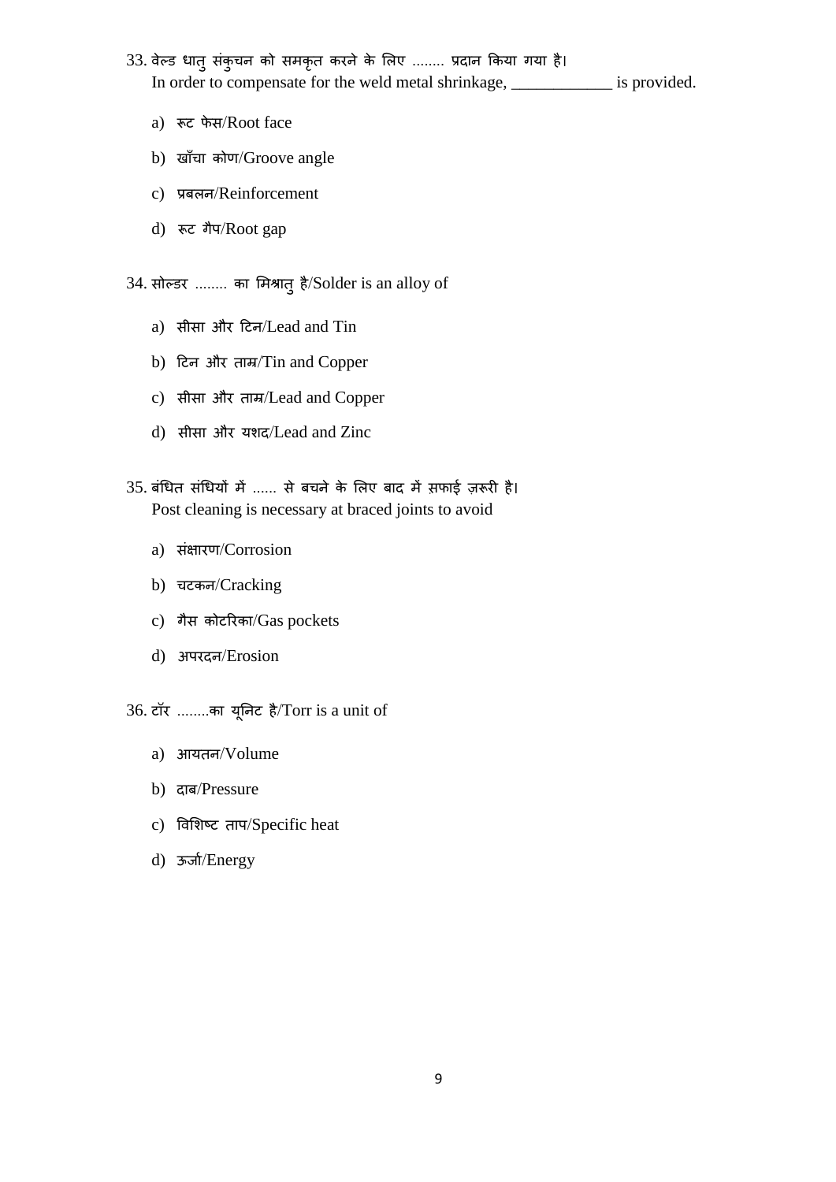33. वेल्ड धातु संकुचन को समकृत करने के लिए ........ प्रदान किया गया है।
In order to compensate for the weld metal shrinkage, ____________ is provided.

   a) रूट फेस/Root face
   b) खाँचा कोण/Groove angle
   c) प्रबलन/Reinforcement
   d) रूट गैप/Root gap

34. सोल्डर ........ का मिश्रातु है/Solder is an alloy of

   a) सीसा और टिन/Lead and Tin
   b) टिन और ताम्र/Tin and Copper
   c) सीसा और ताम्र/Lead and Copper
   d) सीसा और यशद/Lead and Zinc

35. बंधित संधियों में ...... से बचने के लिए बाद में सफाई ज़रूरी है।
Post cleaning is necessary at braced joints to avoid

   a) संक्षारण/Corrosion
   b) चटकन/Cracking
   c) गैस कोटरिका/Gas pockets
   d) अपरदन/Erosion

36. टॉर ........का यूनिट है/Torr is a unit of

   a) आयतन/Volume
   b) दाब/Pressure
   c) विशिष्ट ताप/Specific heat
   d) ऊर्जा/Energy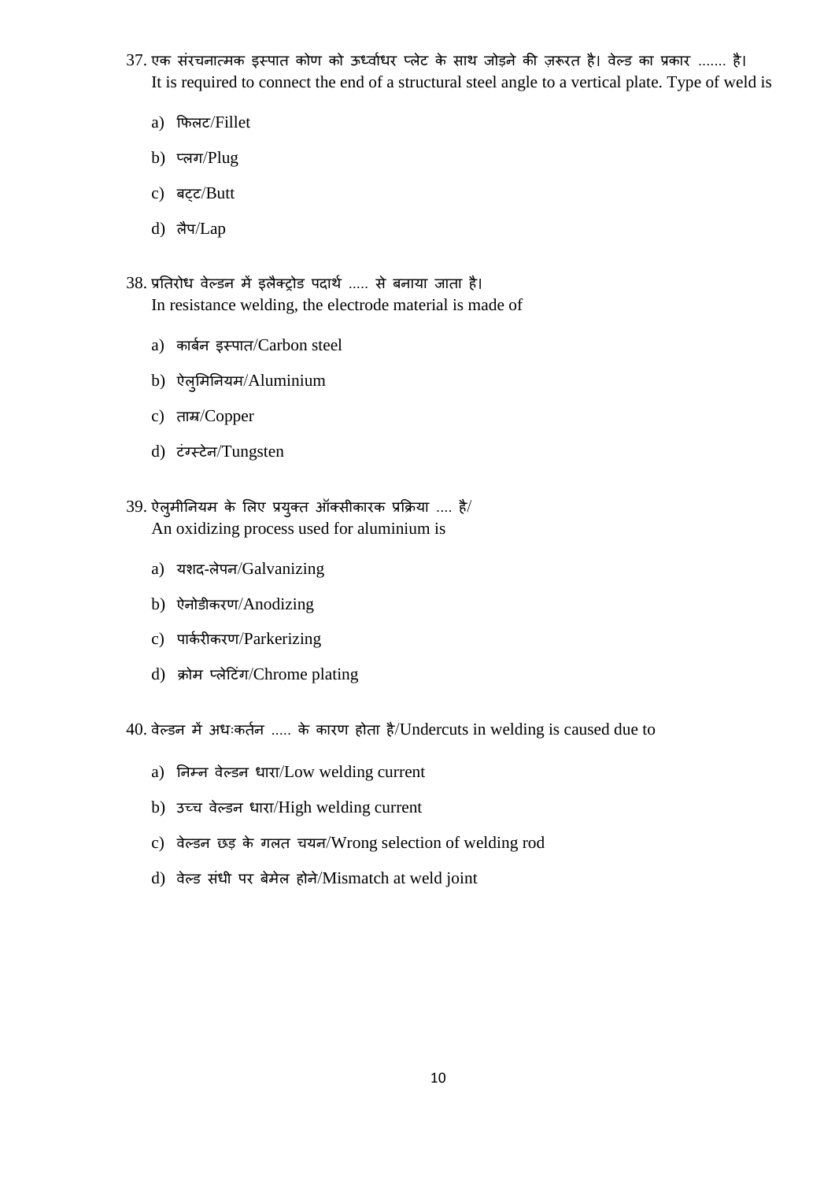37. एक संरचनात्मक इस्पात कोण को ऊर्ध्वाधर प्लेट के साथ जोड़ने की ज़रूरत है। वेल्ड का प्रकार ....... है।
It is required to connect the end of a structural steel angle to a vertical plate. Type of weld is

   a) फिलट/Fillet
   b) प्लग/Plug
   c) बट्ट/Butt
   d) लैप/Lap

38. प्रतिरोध वेल्डन में इलैक्ट्रोड पदार्थ ..... से बनाया जाता है।
In resistance welding, the electrode material is made of

   a) कार्बन इस्पात/Carbon steel
   b) ऐलुमिनियम/Aluminium
   c) ताम्र/Copper
   d) टंग्स्टेन/Tungsten

39. ऐलुमीनियम के लिए प्रयुक्त ऑक्सीकारक प्रक्रिया .... है/
An oxidizing process used for aluminium is

   a) यशद-लेपन/Galvanizing
   b) ऐनोडीकरण/Anodizing
   c) पार्करीकरण/Parkerizing
   d) क्रोम प्लेटिंग/Chrome plating

40. वेल्डन में अधःकर्तन ..... के कारण होता है/Undercuts in welding is caused due to

   a) निम्न वेल्डन धारा/Low welding current
   b) उच्च वेल्डन धारा/High welding current
   c) वेल्डन छड़ के गलत चयन/Wrong selection of welding rod
   d) वेल्ड संधी पर बेमेल होने/Mismatch at weld joint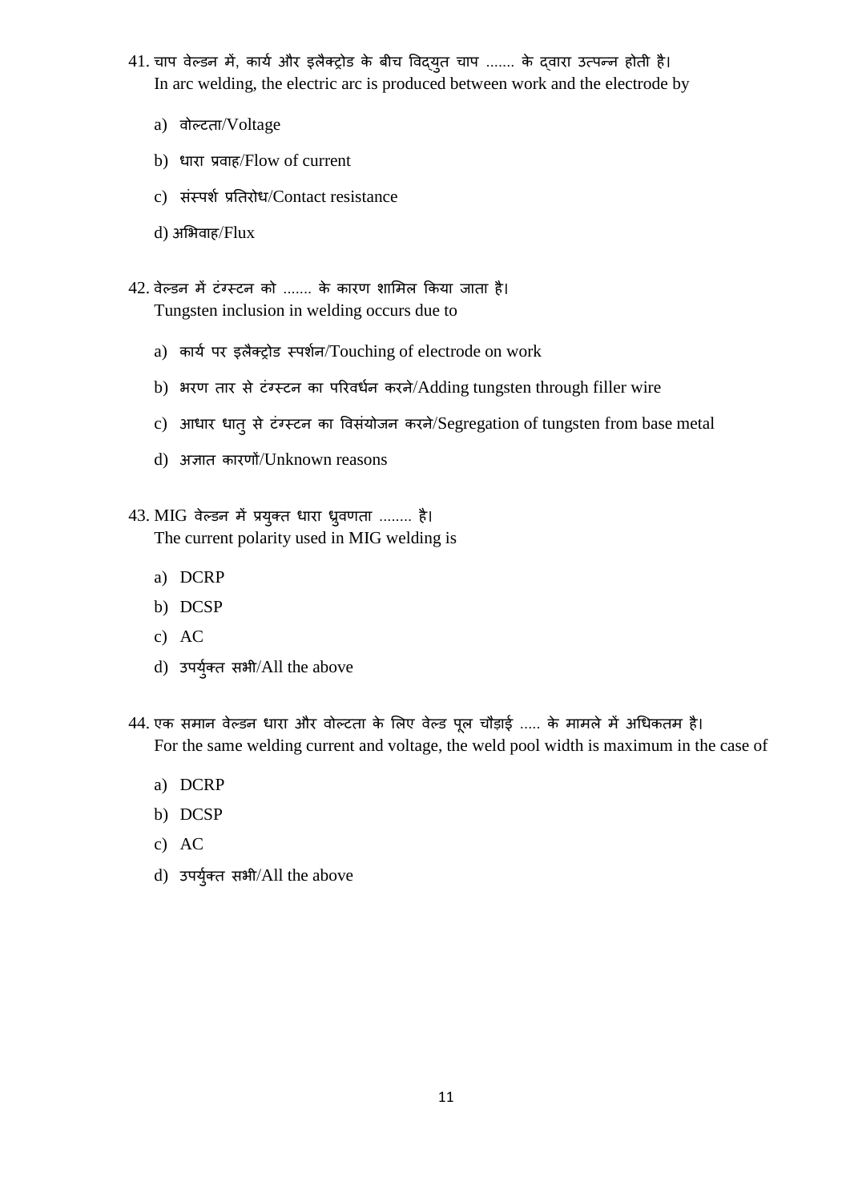41. चाप वेल्डन में, कार्य और इलैक्ट्रोड के बीच विद्युत चाप ....... के द्वारा उत्पन्न होती है।
In arc welding, the electric arc is produced between work and the electrode by

   a) वोल्टता/Voltage
   b) धारा प्रवाह/Flow of current
   c) संस्पर्श प्रतिरोध/Contact resistance
   d) अभिवाह/Flux

42. वेल्डन में टंग्स्टन को ....... के कारण शामिल किया जाता है।
Tungsten inclusion in welding occurs due to

   a) कार्य पर इलैक्ट्रोड स्पर्शन/Touching of electrode on work
   b) भरण तार से टंग्स्टन का परिवर्धन करने/Adding tungsten through filler wire
   c) आधार धातु से टंग्स्टन का विसंयोजन करने/Segregation of tungsten from base metal
   d) अज्ञात कारणों/Unknown reasons

43. MIG वेल्डन में प्रयुक्त धारा ध्रुवणता ........ है।
The current polarity used in MIG welding is

   a) DCRP
   b) DCSP
   c) AC
   d) उपर्युक्त सभी/All the above

44. एक समान वेल्डन धारा और वोल्टता के लिए वेल्ड पूल चौड़ाई ..... के मामले में अधिकतम है।
For the same welding current and voltage, the weld pool width is maximum in the case of

   a) DCRP
   b) DCSP
   c) AC
   d) उपर्युक्त सभी/All the above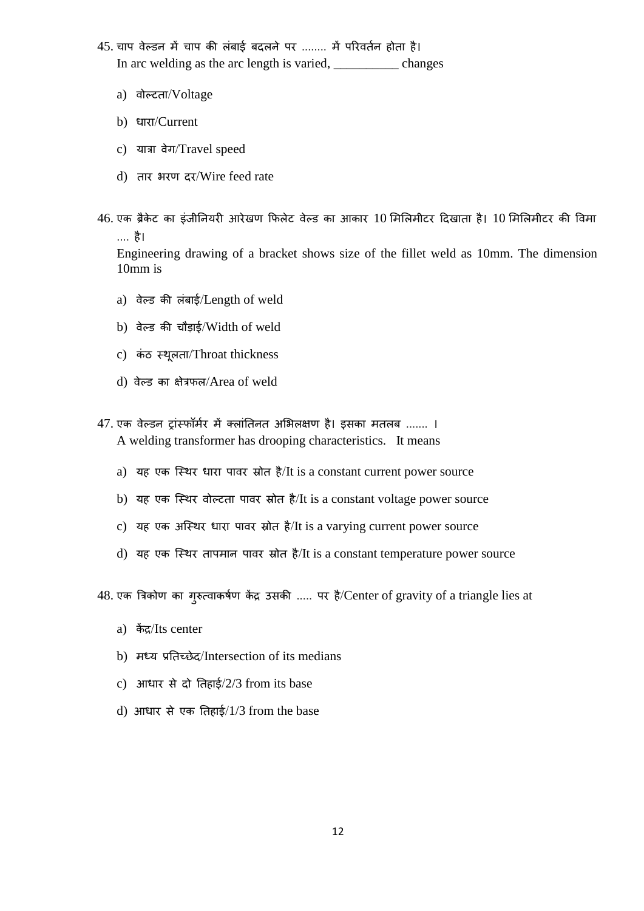45. चाप वेल्डन में चाप की लंबाई बदलने पर ........ में परिवर्तन होता है।
In arc welding as the arc length is varied, __________ changes

a) वोल्टता/Voltage

b) धारा/Current

c) यात्रा वेग/Travel speed

d) तार भरण दर/Wire feed rate

46. एक ब्रैकेट का इंजीनियरी आरेखण फिलेट वेल्ड का आकार 10 मिलिमीटर दिखाता है। 10 मिलिमीटर की विमा .... है।
Engineering drawing of a bracket shows size of the fillet weld as 10mm. The dimension 10mm is

a) वेल्ड की लंबाई/Length of weld

b) वेल्ड की चौड़ाई/Width of weld

c) कंठ स्थूलता/Throat thickness

d) वेल्ड का क्षेत्रफल/Area of weld

47. एक वेल्डन ट्रांस्फॉर्मर में क्लांतिनत अभिलक्षण है। इसका मतलब ....... ।
A welding transformer has drooping characteristics. It means

a) यह एक स्थिर धारा पावर स्रोत है/It is a constant current power source

b) यह एक स्थिर वोल्टता पावर स्रोत है/It is a constant voltage power source

c) यह एक अस्थिर धारा पावर स्रोत है/It is a varying current power source

d) यह एक स्थिर तापमान पावर स्रोत है/It is a constant temperature power source

48. एक त्रिकोण का गुरुत्वाकर्षण केंद्र उसकी ..... पर है/Center of gravity of a triangle lies at

a) केंद्र/Its center

b) मध्य प्रतिच्छेद/Intersection of its medians

c) आधार से दो तिहाई/2/3 from its base

d) आधार से एक तिहाई/1/3 from the base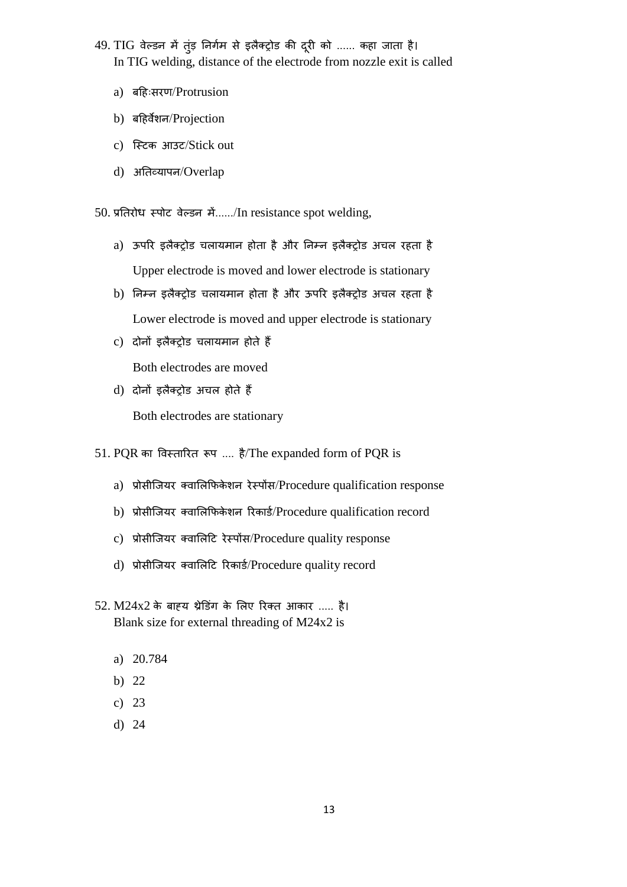49. TIG वेल्डन में तुंड़ निर्गम से इलैक्ट्रोड की दूरी को ...... कहा जाता है।
In TIG welding, distance of the electrode from nozzle exit is called

a) बहिःसरण/Protrusion

b) बहिर्वेशन/Projection

c) स्टिक आउट/Stick out

d) अतिव्यापन/Overlap

50. प्रतिरोध स्पोट वेल्डन में....../In resistance spot welding,

a) ऊपरि इलैक्ट्रोड चलायमान होता है और निम्न इलैक्ट्रोड अचल रहता है
Upper electrode is moved and lower electrode is stationary

b) निम्न इलैक्ट्रोड चलायमान होता है और ऊपरि इलैक्ट्रोड अचल रहता है
Lower electrode is moved and upper electrode is stationary

c) दोनों इलैक्ट्रोड चलायमान होते हैं
Both electrodes are moved

d) दोनों इलैक्ट्रोड अचल होते हैं
Both electrodes are stationary

51. PQR का विस्तारित रूप .... है/The expanded form of PQR is

a) प्रोसीजियर क्वालिफिकेशन रेस्पोंस/Procedure qualification response

b) प्रोसीजियर क्वालिफिकेशन रिकार्ड/Procedure qualification record

c) प्रोसीजियर क्वालिटि रेस्पोंस/Procedure quality response

d) प्रोसीजियर क्वालिटि रिकार्ड/Procedure quality record

52. M24x2 के बाह्य थ्रेडिंग के लिए रिक्त आकार ..... है।
Blank size for external threading of M24x2 is

a) 20.784

b) 22

c) 23

d) 24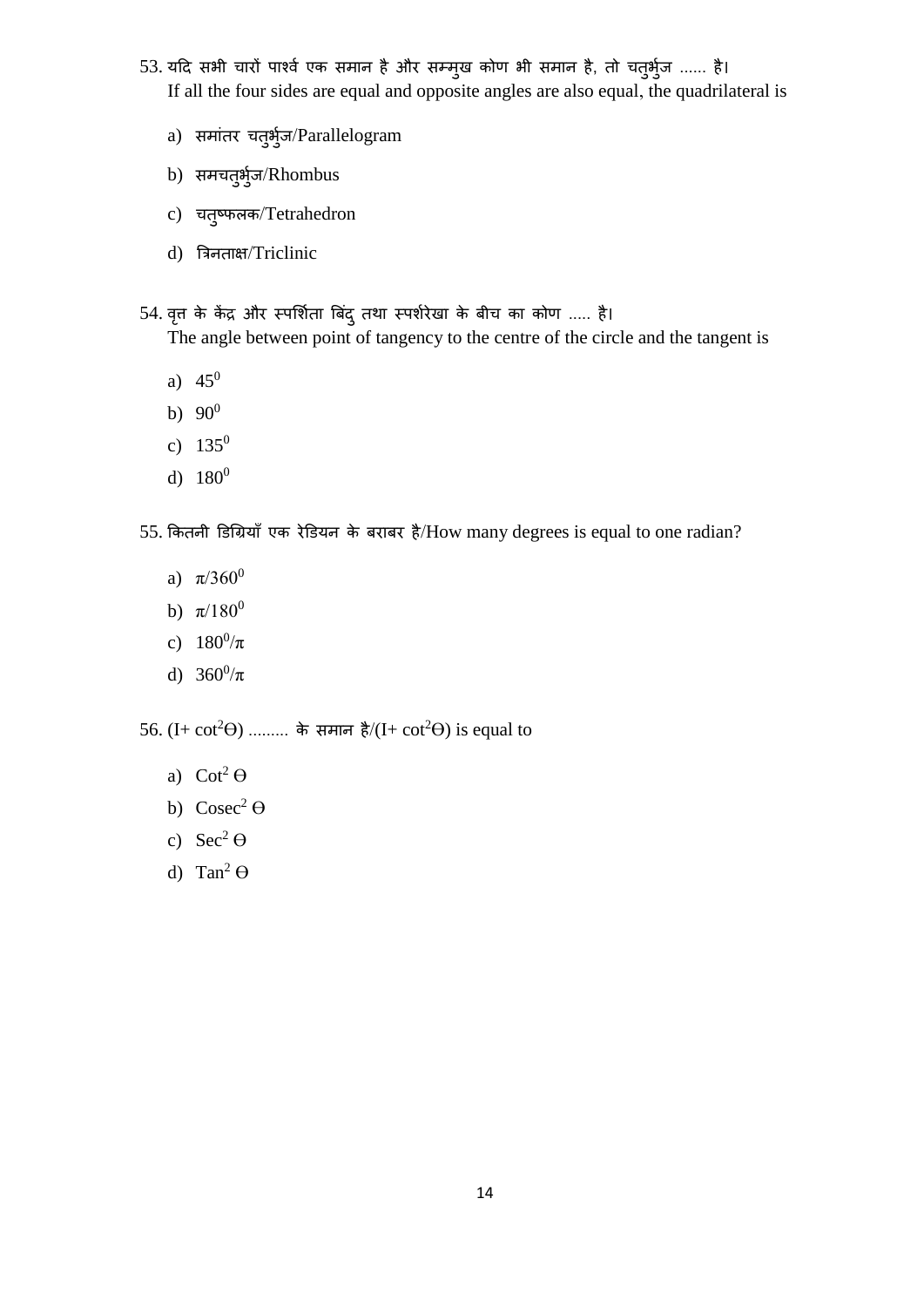53. यदि सभी चारों पार्श्व एक समान है और सम्मुख कोण भी समान है, तो चतुर्भुज ...... है।
If all the four sides are equal and opposite angles are also equal, the quadrilateral is

a) समांतर चतुर्भुज/Parallelogram

b) समचतुर्भुज/Rhombus

c) चतुष्फलक/Tetrahedron

d) त्रिनताक्ष/Triclinic

54. वृत्त के केंद्र और स्पर्शिता बिंदु तथा स्पर्शरेखा के बीच का कोण ..... है।
The angle between point of tangency to the centre of the circle and the tangent is

a) $45^0$

b) $90^0$

c) $135^0$

d) $180^0$

55. कितनी डिग्रियाँ एक रेडियन के बराबर है/How many degrees is equal to one radian?

a) $\pi/360^0$

b) $\pi/180^0$

c) $180^0/\pi$

d) $360^0/\pi$

56. $(I+ \cot^2\Theta)$ ......... के समान है/$(I+ \cot^2\Theta)$ is equal to

a) $\text{Cot}^2\ \Theta$

b) $\text{Cosec}^2\ \Theta$

c) $\text{Sec}^2\ \Theta$

d) $\text{Tan}^2\ \Theta$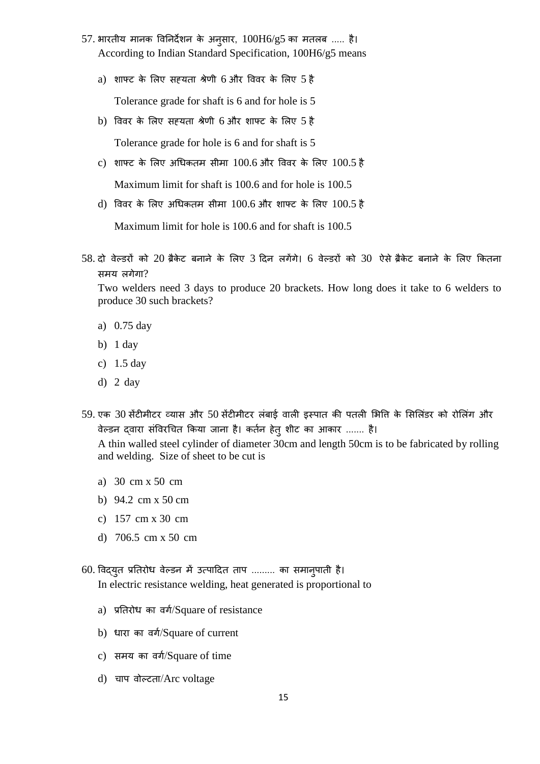57. भारतीय मानक विनिर्देशन के अनुसार, 100H6/g5 का मतलब ..... है।
According to Indian Standard Specification, 100H6/g5 means

a) शाफ्ट के लिए सह्यता श्रेणी 6 और विवर के लिए 5 है

Tolerance grade for shaft is 6 and for hole is 5

b) विवर के लिए सह्यता श्रेणी 6 और शाफ्ट के लिए 5 है

Tolerance grade for hole is 6 and for shaft is 5

c) शाफ्ट के लिए अधिकतम सीमा 100.6 और विवर के लिए 100.5 है

Maximum limit for shaft is 100.6 and for hole is 100.5

d) विवर के लिए अधिकतम सीमा 100.6 और शाफ्ट के लिए 100.5 है

Maximum limit for hole is 100.6 and for shaft is 100.5

58. दो वेल्डरों को 20 ब्रैकेट बनाने के लिए 3 दिन लगेंगे। 6 वेल्डरों को 30 ऐसे ब्रैकेट बनाने के लिए कितना समय लगेगा?
Two welders need 3 days to produce 20 brackets. How long does it take to 6 welders to produce 30 such brackets?

a) 0.75 day

b) 1 day

c) 1.5 day

d) 2 day

59. एक 30 सेंटीमीटर व्यास और 50 सेंटीमीटर लंबाई वाली इस्पात की पतली भित्ति के सिलिंडर को रोलिंग और वेल्डन द्वारा संविरचित किया जाना है। कर्तन हेतु शीट का आकार ....... है।
A thin walled steel cylinder of diameter 30cm and length 50cm is to be fabricated by rolling and welding. Size of sheet to be cut is

a) 30 cm x 50 cm

b) 94.2 cm x 50 cm

c) 157 cm x 30 cm

d) 706.5 cm x 50 cm

60. विद्युत प्रतिरोध वेल्डन में उत्पादित ताप ......... का समानुपाती है।
In electric resistance welding, heat generated is proportional to

a) प्रतिरोध का वर्ग/Square of resistance

b) धारा का वर्ग/Square of current

c) समय का वर्ग/Square of time

d) चाप वोल्टता/Arc voltage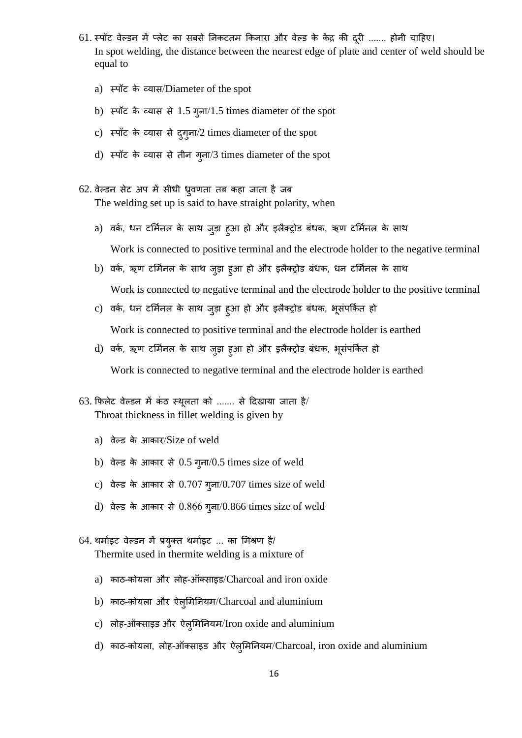61. स्पॉट वेल्डन में प्लेट का सबसे निकटतम किनारा और वेल्ड के केंद्र की दूरी ....... होनी चाहिए।
In spot welding, the distance between the nearest edge of plate and center of weld should be equal to

   a) स्पॉट के व्यास/Diameter of the spot
   b) स्पॉट के व्यास से 1.5 गुना/1.5 times diameter of the spot
   c) स्पॉट के व्यास से दुगुना/2 times diameter of the spot
   d) स्पॉट के व्यास से तीन गुना/3 times diameter of the spot

62. वेल्डन सेट अप में सीधी ध्रुवणता तब कहा जाता है जब
The welding set up is said to have straight polarity, when

   a) वर्क, धन टर्मिनल के साथ जुड़ा हुआ हो और इलैक्ट्रोड बंधक, ऋण टर्मिनल के साथ
   Work is connected to positive terminal and the electrode holder to the negative terminal
   b) वर्क, ऋण टर्मिनल के साथ जुड़ा हुआ हो और इलैक्ट्रोड बंधक, धन टर्मिनल के साथ
   Work is connected to negative terminal and the electrode holder to the positive terminal
   c) वर्क, धन टर्मिनल के साथ जुड़ा हुआ हो और इलैक्ट्रोड बंधक, भूसंपर्कित हो
   Work is connected to positive terminal and the electrode holder is earthed
   d) वर्क, ऋण टर्मिनल के साथ जुड़ा हुआ हो और इलैक्ट्रोड बंधक, भूसंपर्कित हो
   Work is connected to negative terminal and the electrode holder is earthed

63. फिलेट वेल्डन में कंठ स्थूलता को ....... से दिखाया जाता है/
Throat thickness in fillet welding is given by

   a) वेल्ड के आकार/Size of weld
   b) वेल्ड के आकार से 0.5 गुना/0.5 times size of weld
   c) वेल्ड के आकार से 0.707 गुना/0.707 times size of weld
   d) वेल्ड के आकार से 0.866 गुना/0.866 times size of weld

64. थर्माइट वेल्डन में प्रयुक्त थर्माइट ... का मिश्रण है/
Thermite used in thermite welding is a mixture of

   a) काठ-कोयला और लोह-ऑक्साइड/Charcoal and iron oxide
   b) काठ-कोयला और ऐलुमिनियम/Charcoal and aluminium
   c) लोह-ऑक्साइड और ऐलुमिनियम/Iron oxide and aluminium
   d) काठ-कोयला, लोह-ऑक्साइड और ऐलुमिनियम/Charcoal, iron oxide and aluminium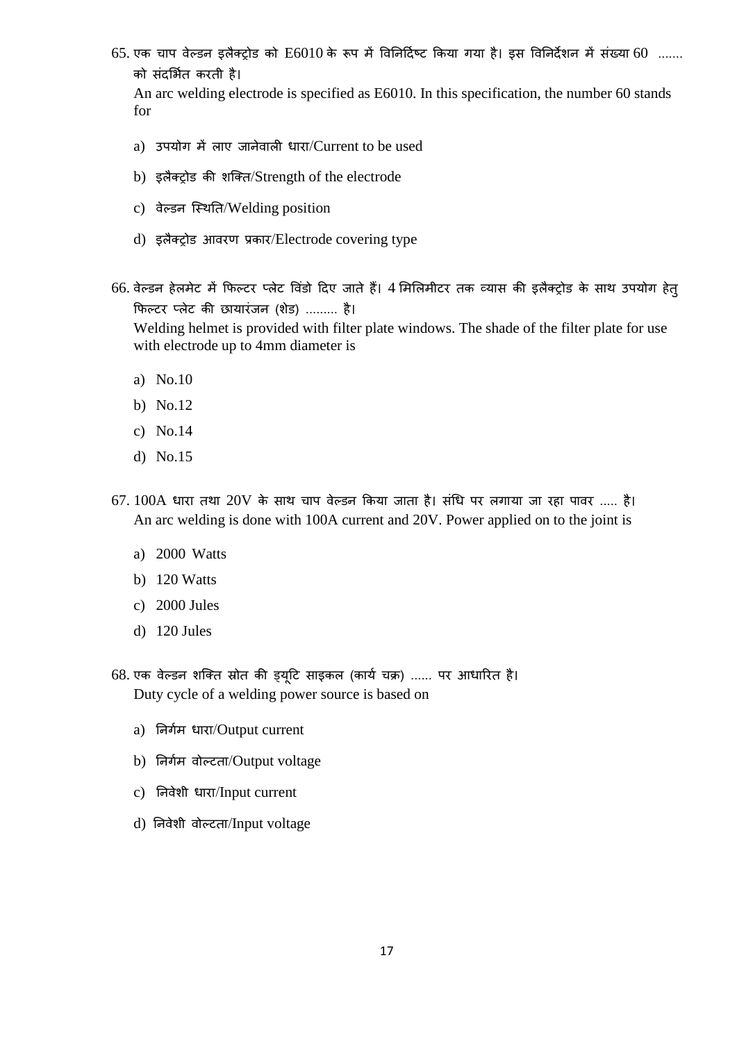65. एक चाप वेल्डन इलैक्ट्रोड को E6010 के रूप में विनिर्दिष्ट किया गया है। इस विनिर्देशन में संख्या 60 ....... को संदर्भित करती है।

An arc welding electrode is specified as E6010. In this specification, the number 60 stands for

a) उपयोग में लाए जानेवाली धारा/Current to be used

b) इलैक्ट्रोड की शक्ति/Strength of the electrode

c) वेल्डन स्थिति/Welding position

d) इलैक्ट्रोड आवरण प्रकार/Electrode covering type

66. वेल्डन हेलमेट में फिल्टर प्लेट विंडो दिए जाते हैं। 4 मिलिमीटर तक व्यास की इलैक्ट्रोड के साथ उपयोग हेतु फिल्टर प्लेट की छायारंजन (शेड) ......... है।

Welding helmet is provided with filter plate windows. The shade of the filter plate for use with electrode up to 4mm diameter is

a) No.10

b) No.12

c) No.14

d) No.15

67. 100A धारा तथा 20V के साथ चाप वेल्डन किया जाता है। संधि पर लगाया जा रहा पावर ..... है।

An arc welding is done with 100A current and 20V. Power applied on to the joint is

a) 2000 Watts

b) 120 Watts

c) 2000 Jules

d) 120 Jules

68. एक वेल्डन शक्ति स्रोत की ड्यूटि साइकल (कार्य चक्र) ...... पर आधारित है।

Duty cycle of a welding power source is based on

a) निर्गम धारा/Output current

b) निर्गम वोल्टता/Output voltage

c) निवेशी धारा/Input current

d) निवेशी वोल्टता/Input voltage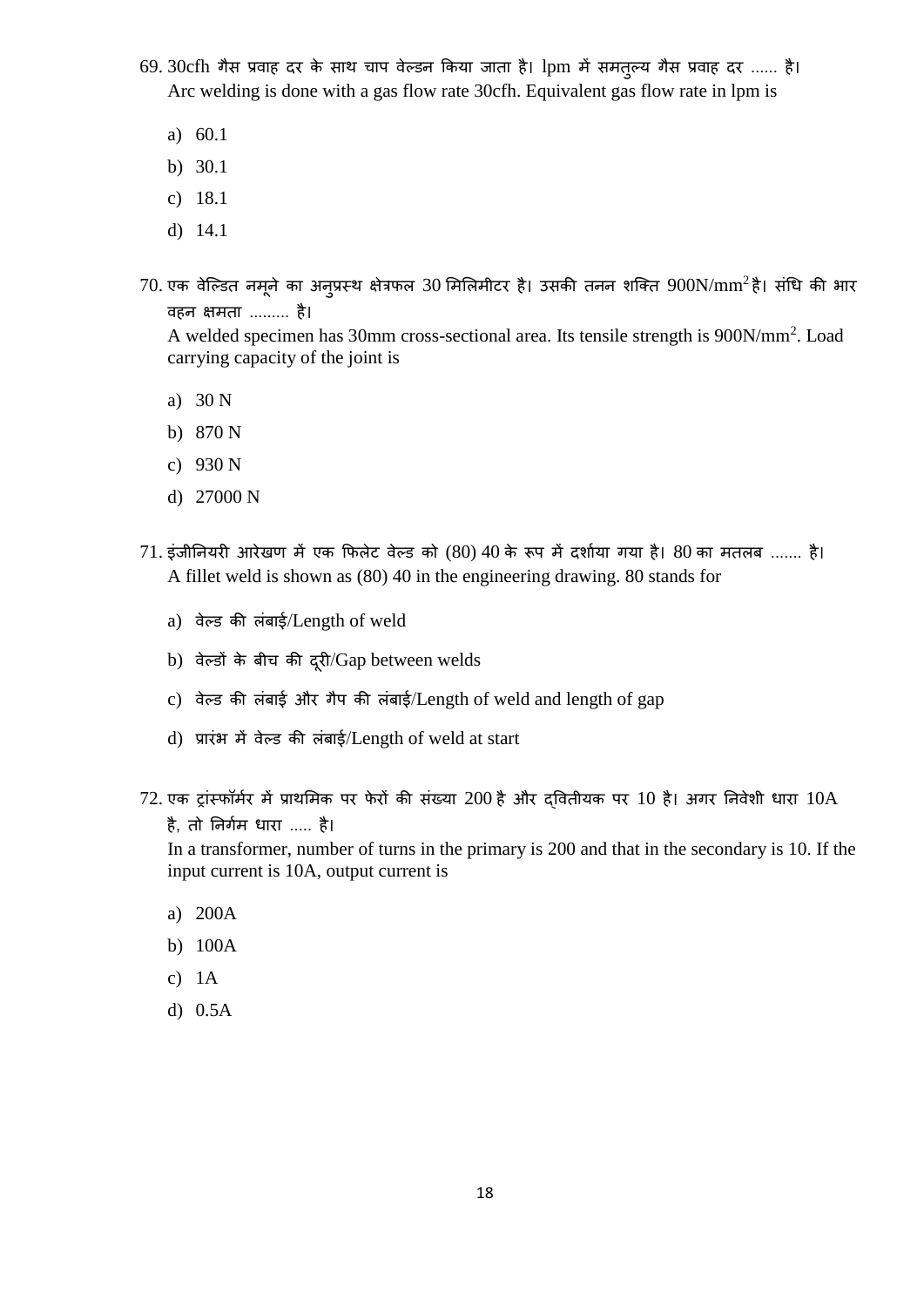69. 30cfh गैस प्रवाह दर के साथ चाप वेल्डन किया जाता है। lpm में समतुल्य गैस प्रवाह दर ...... है।
    Arc welding is done with a gas flow rate 30cfh. Equivalent gas flow rate in lpm is

    a) 60.1
    b) 30.1
    c) 18.1
    d) 14.1

70. एक वेल्डित नमूने का अनुप्रस्थ क्षेत्रफल 30 मिलिमीटर है। उसकी तनन शक्ति 900N/mm$^2$ है। संधि की भार वहन क्षमता ......... है।
    A welded specimen has 30mm cross-sectional area. Its tensile strength is 900N/mm$^2$. Load carrying capacity of the joint is

    a) 30 N
    b) 870 N
    c) 930 N
    d) 27000 N

71. इंजीनियरी आरेखण में एक फिलेट वेल्ड को (80) 40 के रूप में दर्शाया गया है। 80 का मतलब ....... है।
    A fillet weld is shown as (80) 40 in the engineering drawing. 80 stands for

    a) वेल्ड की लंबाई/Length of weld
    b) वेल्डों के बीच की दूरी/Gap between welds
    c) वेल्ड की लंबाई और गैप की लंबाई/Length of weld and length of gap
    d) प्रारंभ में वेल्ड की लंबाई/Length of weld at start

72. एक ट्रांस्फॉर्मर में प्राथमिक पर फेरों की संख्या 200 है और द्वितीयक पर 10 है। अगर निवेशी धारा 10A है, तो निर्गम धारा ..... है।
    In a transformer, number of turns in the primary is 200 and that in the secondary is 10. If the input current is 10A, output current is

    a) 200A
    b) 100A
    c) 1A
    d) 0.5A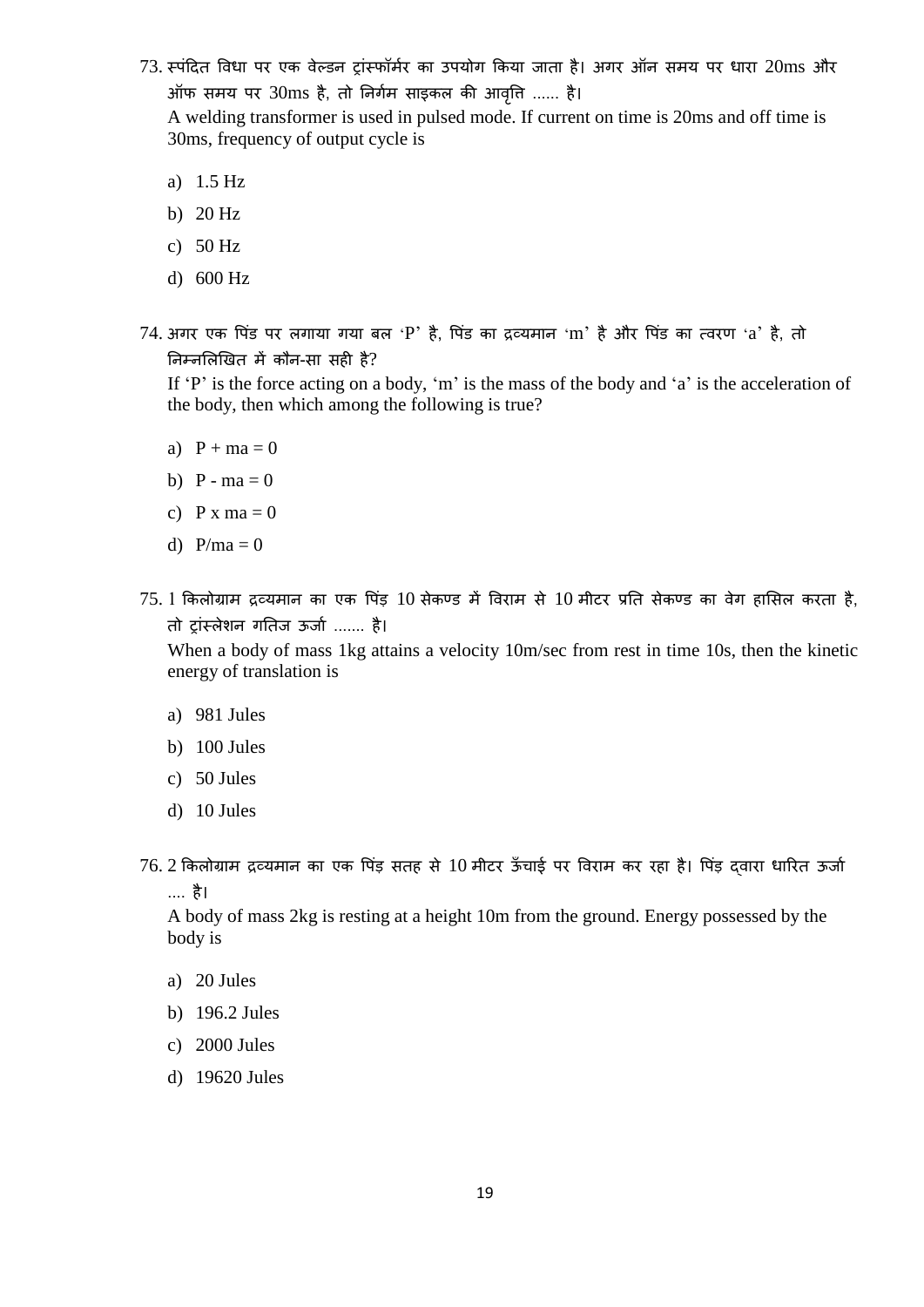73. स्पंदित विधा पर एक वेल्डन ट्रांस्फॉर्मर का उपयोग किया जाता है। अगर ऑन समय पर धारा 20ms और ऑफ समय पर 30ms है, तो निर्गम साइकल की आवृत्ति ...... है।

A welding transformer is used in pulsed mode. If current on time is 20ms and off time is 30ms, frequency of output cycle is

a) 1.5 Hz

b) 20 Hz

c) 50 Hz

d) 600 Hz

74. अगर एक पिंड पर लगाया गया बल 'P' है, पिंड का द्रव्यमान 'm' है और पिंड का त्वरण 'a' है, तो निम्नलिखित में कौन-सा सही है?

If 'P' is the force acting on a body, 'm' is the mass of the body and 'a' is the acceleration of the body, then which among the following is true?

a) $P + ma = 0$

b) $P - ma = 0$

c) $P \times ma = 0$

d) $P/ma = 0$

75. 1 किलोग्राम द्रव्यमान का एक पिंड़ 10 सेकण्ड में विराम से 10 मीटर प्रति सेकण्ड का वेग हासिल करता है, तो ट्रांस्लेशन गतिज ऊर्जा ....... है।

When a body of mass 1kg attains a velocity 10m/sec from rest in time 10s, then the kinetic energy of translation is

a) 981 Jules

b) 100 Jules

c) 50 Jules

d) 10 Jules

76. 2 किलोग्राम द्रव्यमान का एक पिंड़ सतह से 10 मीटर ऊँचाई पर विराम कर रहा है। पिंड़ द्वारा धारित ऊर्जा .... है।

A body of mass 2kg is resting at a height 10m from the ground. Energy possessed by the body is

a) 20 Jules

b) 196.2 Jules

c) 2000 Jules

d) 19620 Jules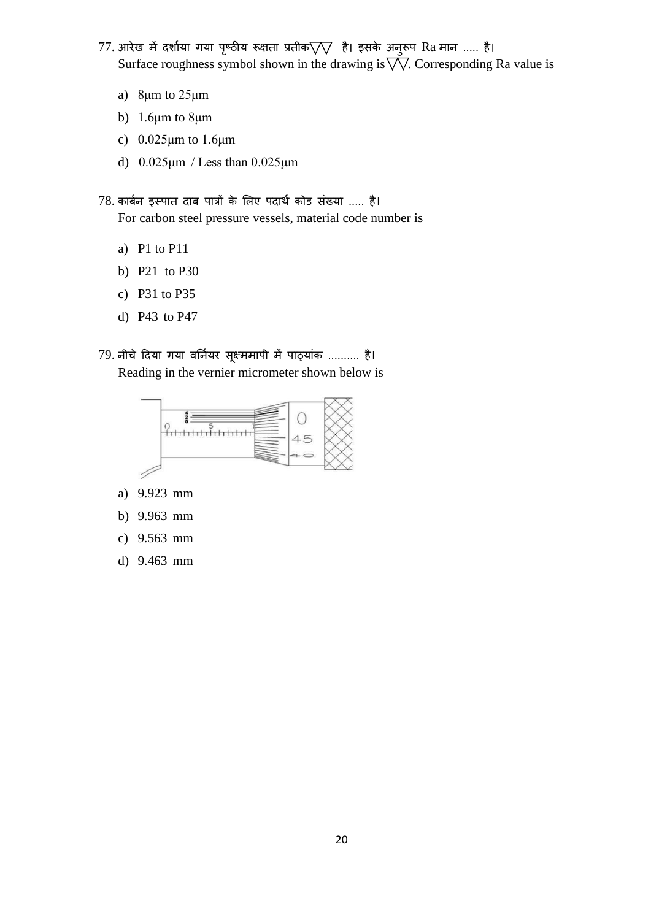77. आरेख में दर्शाया गया पृष्ठीय रूक्षता प्रतीक▽▽ है। इसके अनुरूप Ra मान ..... है।
    Surface roughness symbol shown in the drawing is ▽▽. Corresponding Ra value is

    a) 8μm to 25μm
    b) 1.6μm to 8μm
    c) 0.025μm to 1.6μm
    d) 0.025μm / Less than 0.025μm

78. कार्बन इस्पात दाब पात्रों के लिए पदार्थ कोड संख्या ..... है।
    For carbon steel pressure vessels, material code number is

    a) P1 to P11
    b) P21 to P30
    c) P31 to P35
    d) P43 to P47

79. नीचे दिया गया वर्नियर सूक्ष्ममापी में पाठ्यांक .......... है।
    Reading in the vernier micrometer shown below is

    a) 9.923 mm
    b) 9.963 mm
    c) 9.563 mm
    d) 9.463 mm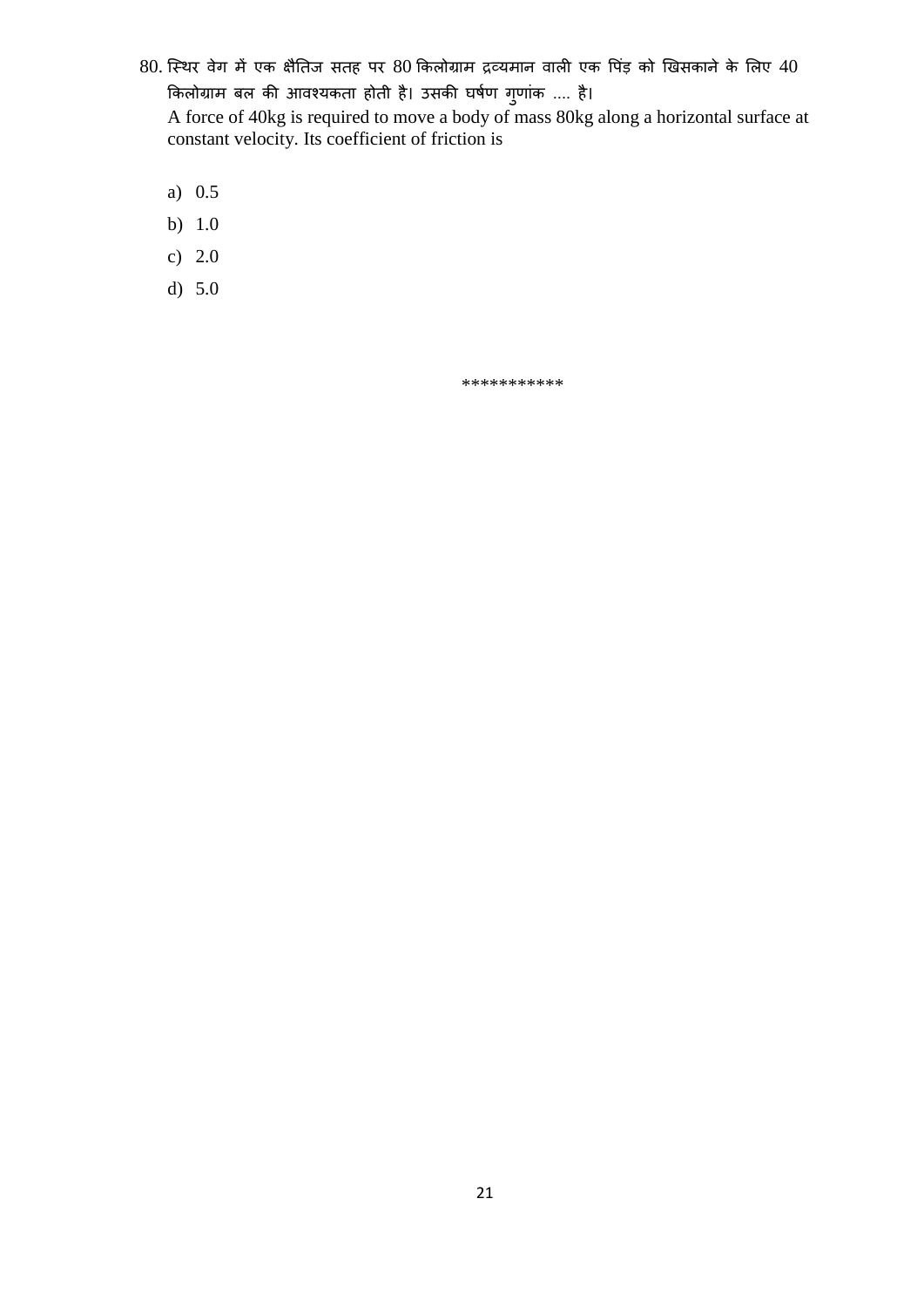80. स्थिर वेग में एक क्षैतिज सतह पर 80 किलोग्राम द्रव्यमान वाली एक पिंड़ को खिसकाने के लिए 40 किलोग्राम बल की आवश्यकता होती है। उसकी घर्षण गुणांक .... है।
A force of 40kg is required to move a body of mass 80kg along a horizontal surface at constant velocity. Its coefficient of friction is

a) 0.5
b) 1.0
c) 2.0
d) 5.0

***********